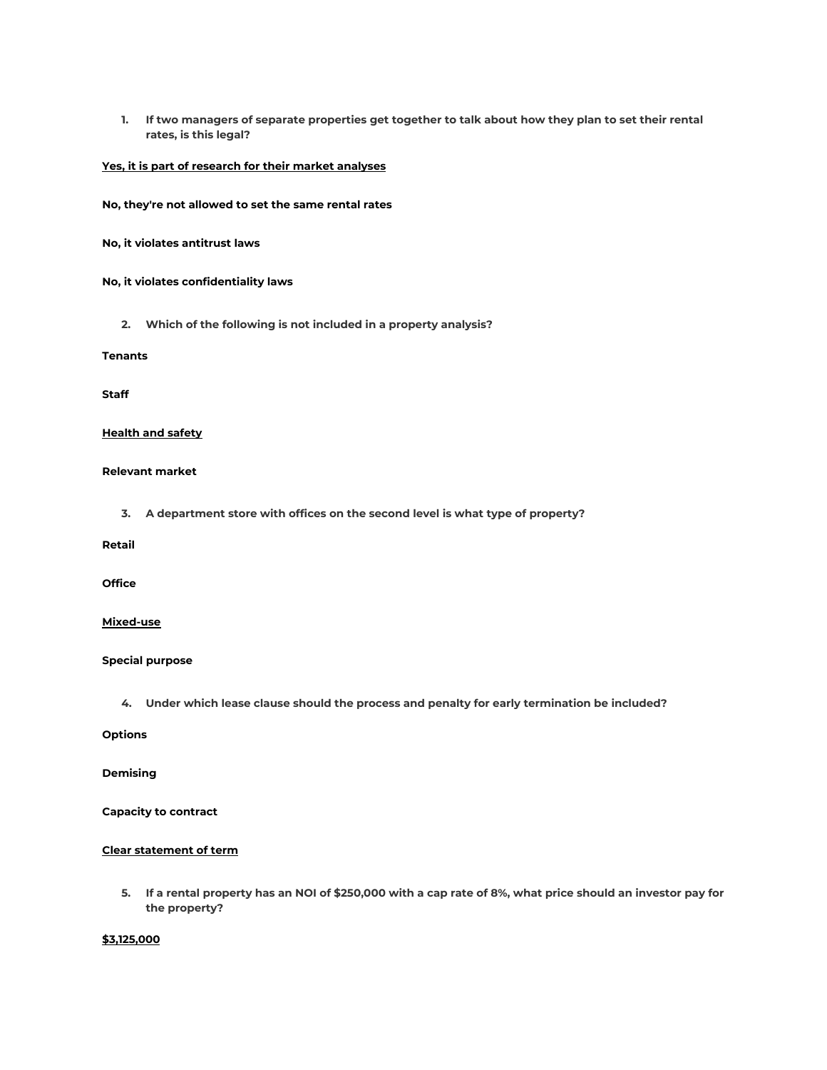1. **If two managers of separate properties get together to talk about how they plan to set their rental rates, is this legal?**

<u>**Yes, it is part of research for their market analyses**</u>

**No, they're not allowed to set the same rental rates**

**No, it violates antitrust laws**

**No, it violates confidentiality laws**

2. **Which of the following is not included in a property analysis?**

**Tenants**

**Staff**

<u>**Health and safety**</u>

**Relevant market**

3. **A department store with offices on the second level is what type of property?**

**Retail**

**Office**

<u>**Mixed-use**</u>

**Special purpose**

4. **Under which lease clause should the process and penalty for early termination be included?**

**Options**

**Demising**

**Capacity to contract**

<u>**Clear statement of term**</u>

5. **If a rental property has an NOI of $250,000 with a cap rate of 8%, what price should an investor pay for the property?**

<u>**$3,125,000**</u>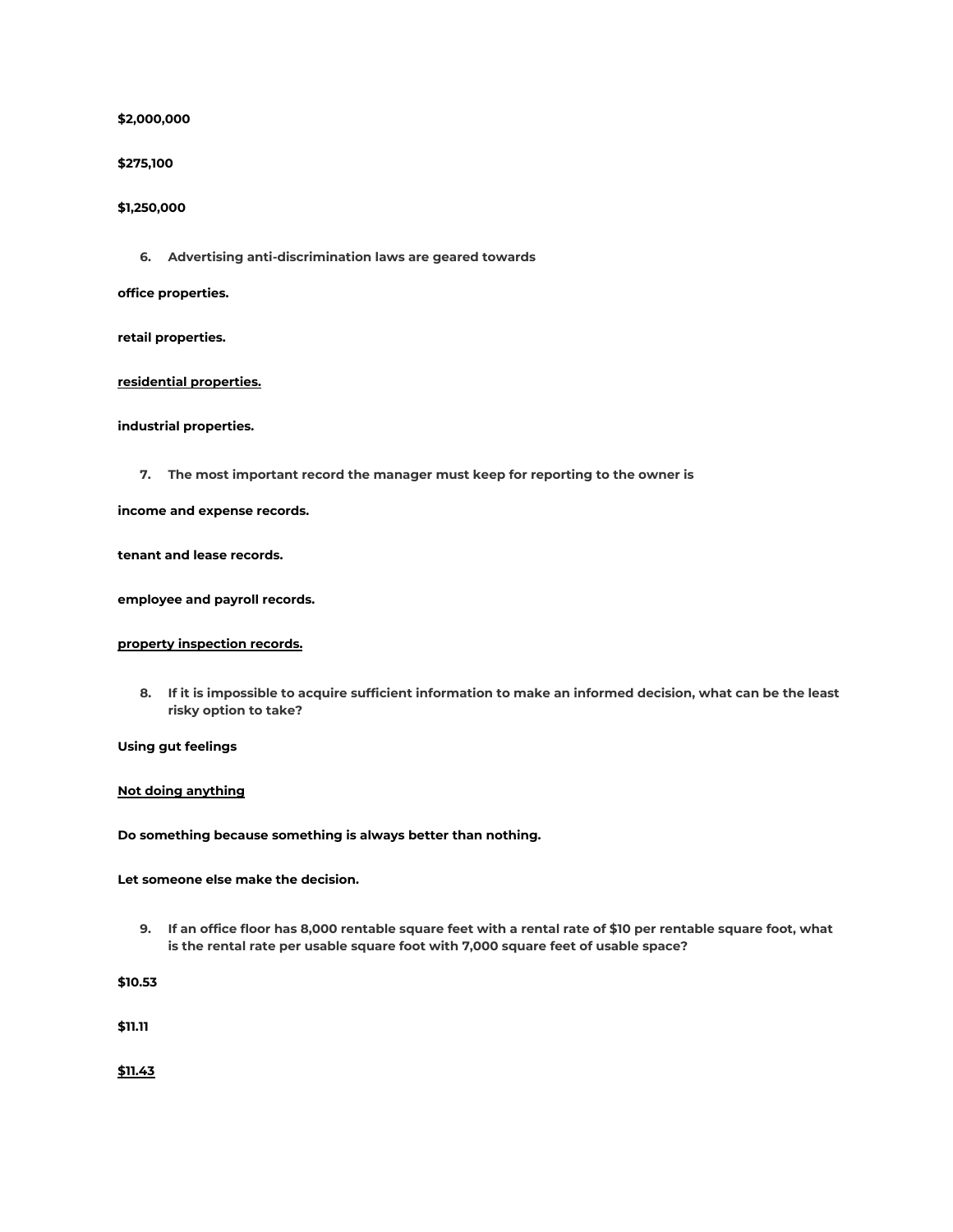**$2,000,000**

**$275,100**

**$1,250,000**

6. **Advertising anti-discrimination laws are geared towards**

**office properties.**

**retail properties.**

**<u>residential properties.</u>**

**industrial properties.**

7. **The most important record the manager must keep for reporting to the owner is**

**income and expense records.**

**tenant and lease records.**

**employee and payroll records.**

**<u>property inspection records.</u>**

8. **If it is impossible to acquire sufficient information to make an informed decision, what can be the least risky option to take?**

**Using gut feelings**

**<u>Not doing anything</u>**

**Do something because something is always better than nothing.**

**Let someone else make the decision.**

9. **If an office floor has 8,000 rentable square feet with a rental rate of $10 per rentable square foot, what is the rental rate per usable square foot with 7,000 square feet of usable space?**

**$10.53**

**$11.11**

**<u>$11.43</u>**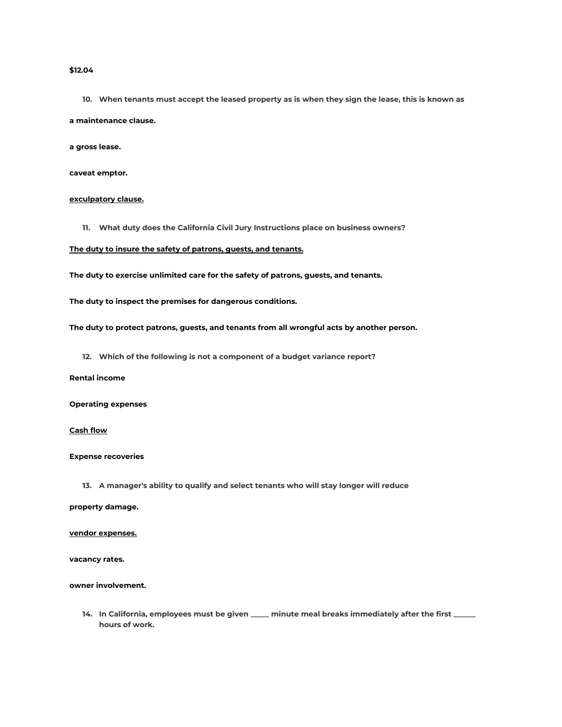**$12.04**

10. **When tenants must accept the leased property as is when they sign the lease, this is known as**

**a maintenance clause.**

**a gross lease.**

**caveat emptor.**

<u>**exculpatory clause.**</u>

11. **What duty does the California Civil Jury Instructions place on business owners?**

<u>**The duty to insure the safety of patrons, guests, and tenants.**</u>

**The duty to exercise unlimited care for the safety of patrons, guests, and tenants.**

**The duty to inspect the premises for dangerous conditions.**

**The duty to protect patrons, guests, and tenants from all wrongful acts by another person.**

12. **Which of the following is not a component of a budget variance report?**

**Rental income**

**Operating expenses**

<u>**Cash flow**</u>

**Expense recoveries**

13. **A manager's ability to qualify and select tenants who will stay longer will reduce**

**property damage.**

<u>**vendor expenses.**</u>

**vacancy rates.**

**owner involvement.**

14. **In California, employees must be given _____ minute meal breaks immediately after the first ______ hours of work.**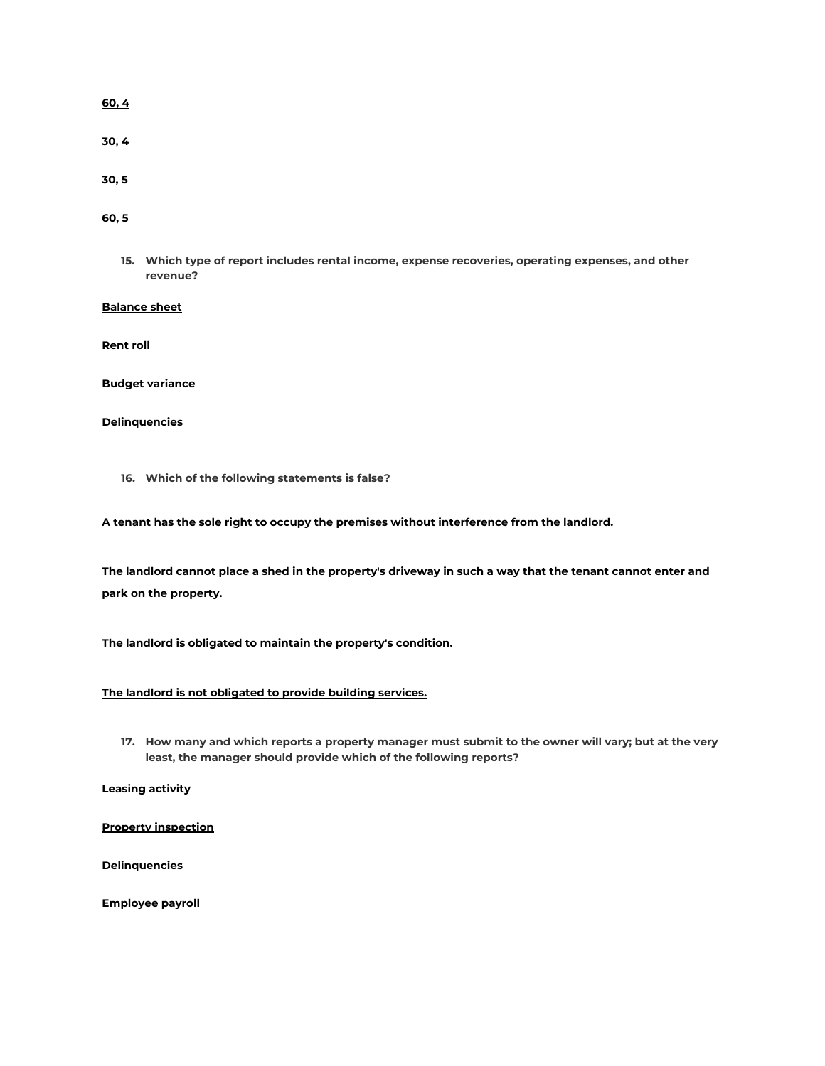<u>**60, 4**</u>

**30, 4**

**30, 5**

**60, 5**

15. **Which type of report includes rental income, expense recoveries, operating expenses, and other revenue?**

<u>**Balance sheet**</u>

**Rent roll**

**Budget variance**

**Delinquencies**

16. **Which of the following statements is false?**

**A tenant has the sole right to occupy the premises without interference from the landlord.**

**The landlord cannot place a shed in the property's driveway in such a way that the tenant cannot enter and park on the property.**

**The landlord is obligated to maintain the property's condition.**

<u>**The landlord is not obligated to provide building services.**</u>

17. **How many and which reports a property manager must submit to the owner will vary; but at the very least, the manager should provide which of the following reports?**

**Leasing activity**

<u>**Property inspection**</u>

**Delinquencies**

**Employee payroll**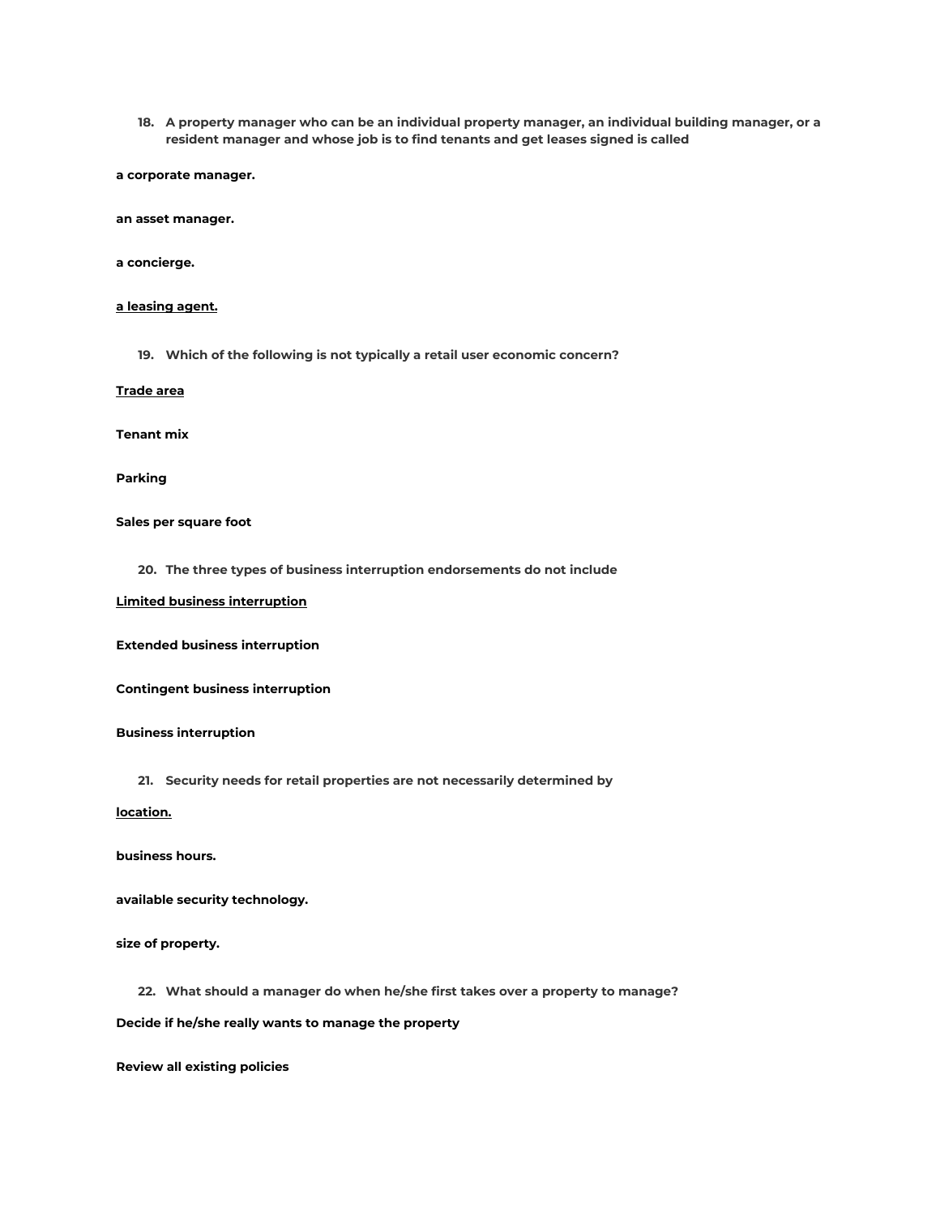18. **A property manager who can be an individual property manager, an individual building manager, or a resident manager and whose job is to find tenants and get leases signed is called**

**a corporate manager.**

**an asset manager.**

**a concierge.**

<u>**a leasing agent.**</u>

19. **Which of the following is not typically a retail user economic concern?**

<u>**Trade area**</u>

**Tenant mix**

**Parking**

**Sales per square foot**

20. **The three types of business interruption endorsements do not include**

<u>**Limited business interruption**</u>

**Extended business interruption**

**Contingent business interruption**

**Business interruption**

21. **Security needs for retail properties are not necessarily determined by**

<u>**location.**</u>

**business hours.**

**available security technology.**

**size of property.**

22. **What should a manager do when he/she first takes over a property to manage?**

**Decide if he/she really wants to manage the property**

**Review all existing policies**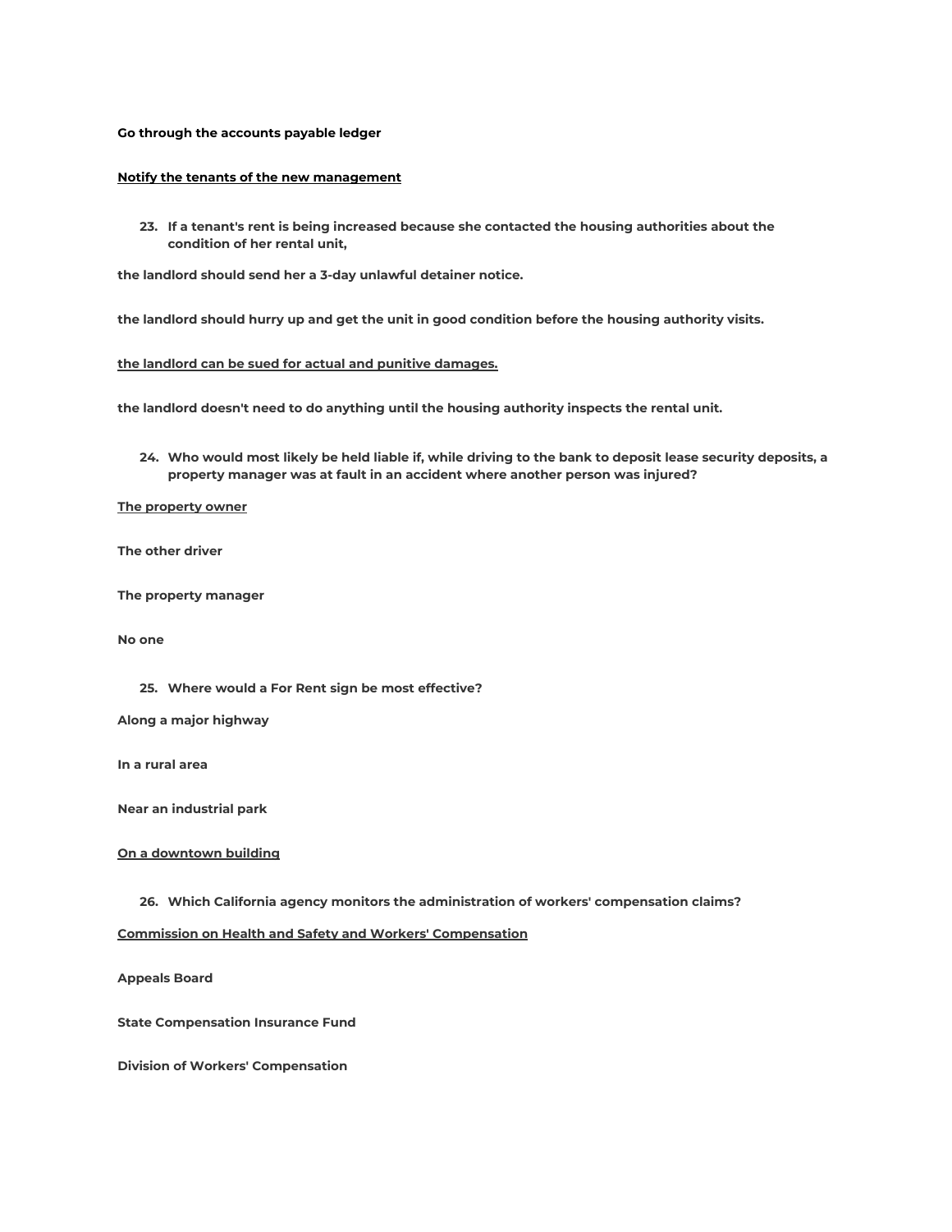**Go through the accounts payable ledger**

<u>**Notify the tenants of the new management**</u>

23. **If a tenant's rent is being increased because she contacted the housing authorities about the condition of her rental unit,**

**the landlord should send her a 3-day unlawful detainer notice.**

**the landlord should hurry up and get the unit in good condition before the housing authority visits.**

<u>**the landlord can be sued for actual and punitive damages.**</u>

**the landlord doesn't need to do anything until the housing authority inspects the rental unit.**

24. **Who would most likely be held liable if, while driving to the bank to deposit lease security deposits, a property manager was at fault in an accident where another person was injured?**

<u>**The property owner**</u>

**The other driver**

**The property manager**

**No one**

25. **Where would a For Rent sign be most effective?**

**Along a major highway**

**In a rural area**

**Near an industrial park**

<u>**On a downtown building**</u>

26. **Which California agency monitors the administration of workers' compensation claims?**

<u>**Commission on Health and Safety and Workers' Compensation**</u>

**Appeals Board**

**State Compensation Insurance Fund**

**Division of Workers' Compensation**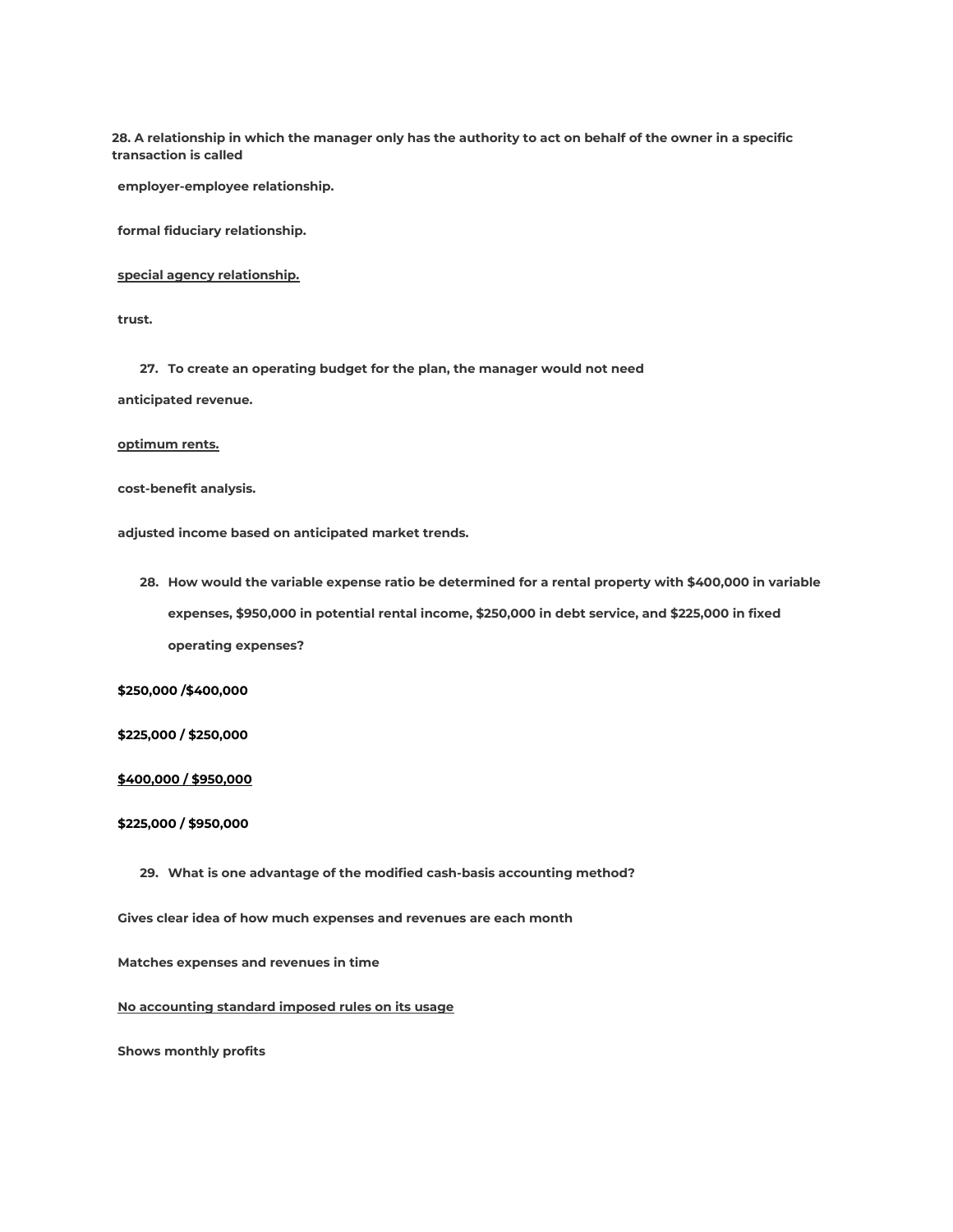**28. A relationship in which the manager only has the authority to act on behalf of the owner in a specific transaction is called**

**employer-employee relationship.**

**formal fiduciary relationship.**

<u>**special agency relationship.**</u>

**trust.**

27. **To create an operating budget for the plan, the manager would not need**

**anticipated revenue.**

<u>**optimum rents.**</u>

**cost-benefit analysis.**

**adjusted income based on anticipated market trends.**

28. **How would the variable expense ratio be determined for a rental property with $400,000 in variable expenses, $950,000 in potential rental income, $250,000 in debt service, and $225,000 in fixed operating expenses?**

**$250,000 /$400,000**

**$225,000 / $250,000**

<u>**$400,000 / $950,000**</u>

**$225,000 / $950,000**

29. **What is one advantage of the modified cash-basis accounting method?**

**Gives clear idea of how much expenses and revenues are each month**

**Matches expenses and revenues in time**

<u>**No accounting standard imposed rules on its usage**</u>

**Shows monthly profits**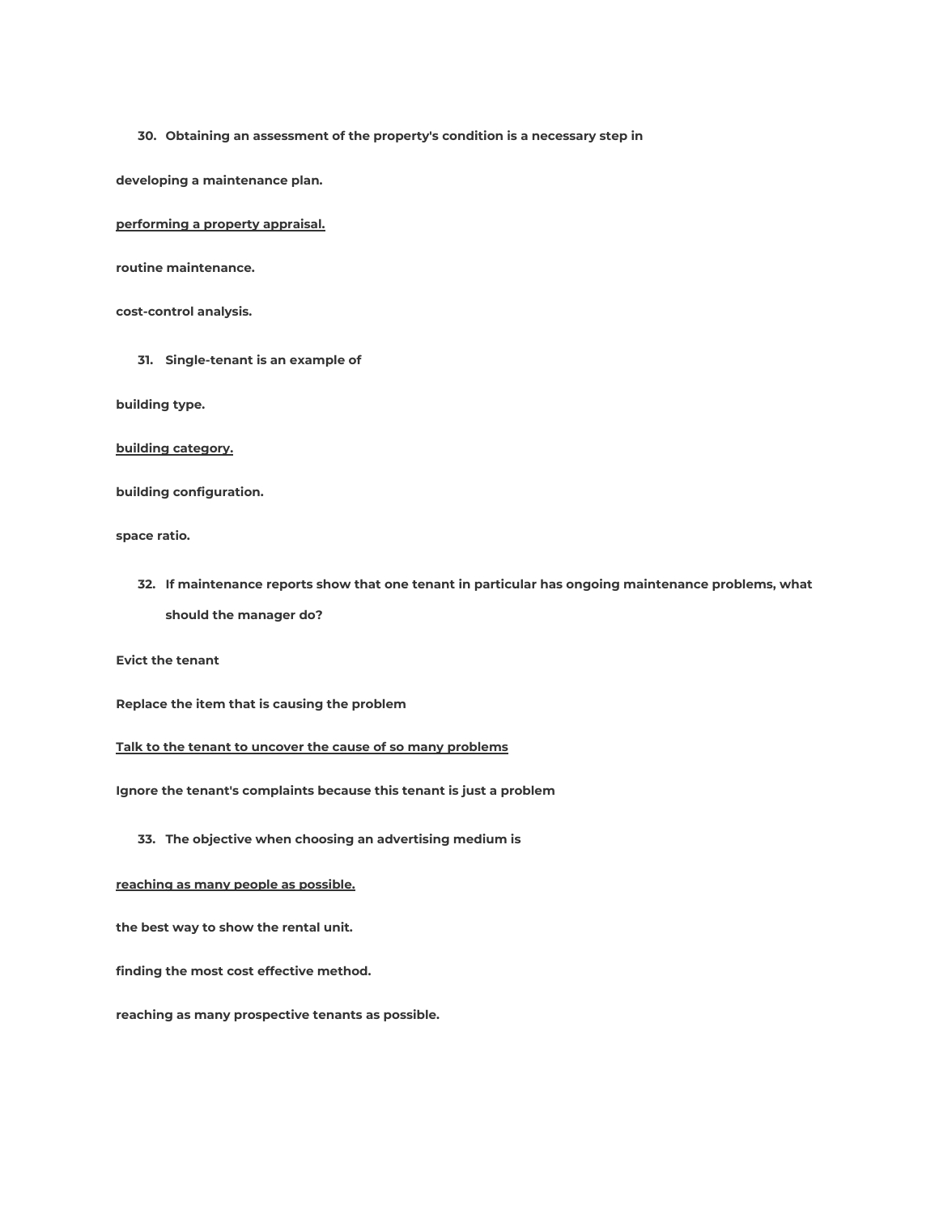**30. Obtaining an assessment of the property's condition is a necessary step in**

**developing a maintenance plan.**

<u>**performing a property appraisal.**</u>

**routine maintenance.**

**cost-control analysis.**

**31. Single-tenant is an example of**

**building type.**

<u>**building category.**</u>

**building configuration.**

**space ratio.**

**32. If maintenance reports show that one tenant in particular has ongoing maintenance problems, what should the manager do?**

**Evict the tenant**

**Replace the item that is causing the problem**

<u>**Talk to the tenant to uncover the cause of so many problems**</u>

**Ignore the tenant's complaints because this tenant is just a problem**

**33. The objective when choosing an advertising medium is**

<u>**reaching as many people as possible.**</u>

**the best way to show the rental unit.**

**finding the most cost effective method.**

**reaching as many prospective tenants as possible.**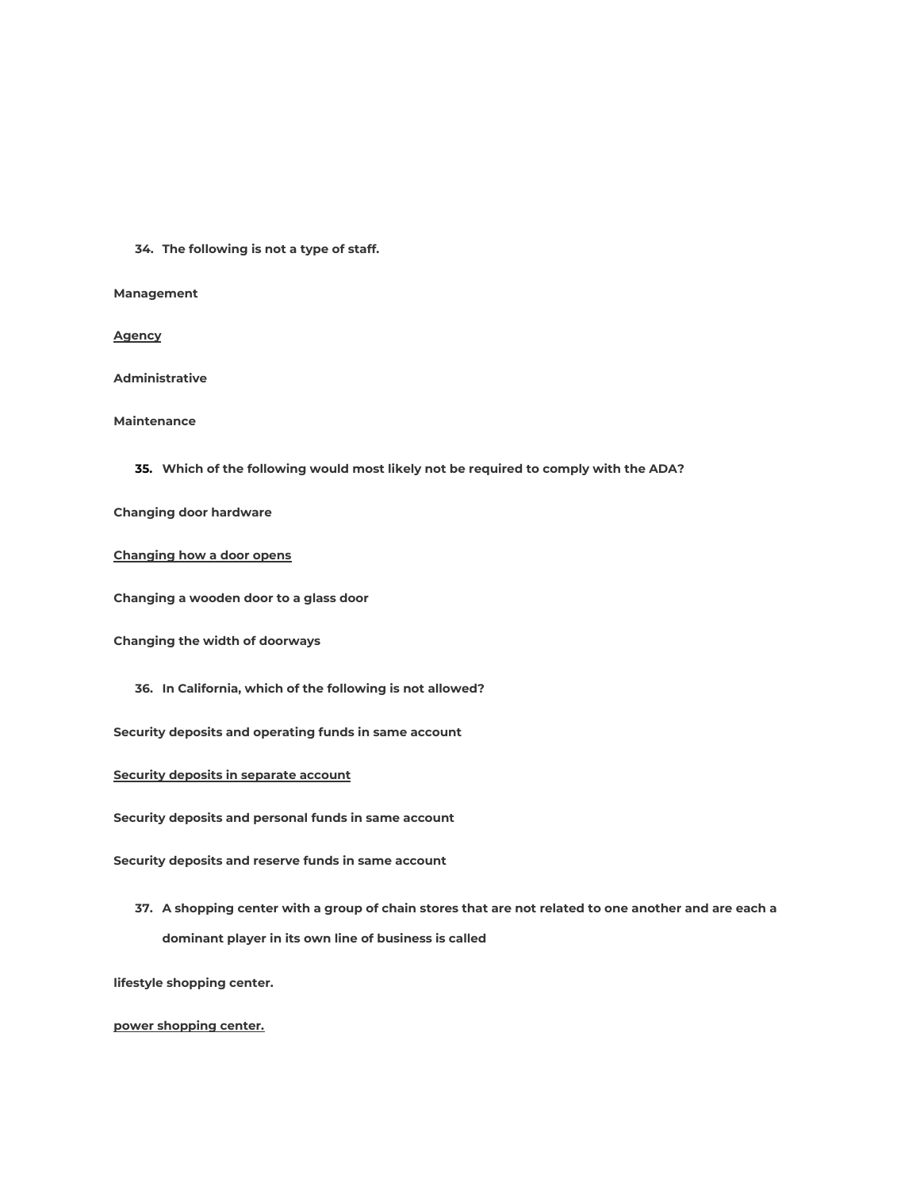34. **The following is not a type of staff.**

**Management**

<u>**Agency**</u>

**Administrative**

**Maintenance**

35. **Which of the following would most likely not be required to comply with the ADA?**

**Changing door hardware**

<u>**Changing how a door opens**</u>

**Changing a wooden door to a glass door**

**Changing the width of doorways**

36. **In California, which of the following is not allowed?**

**Security deposits and operating funds in same account**

<u>**Security deposits in separate account**</u>

**Security deposits and personal funds in same account**

**Security deposits and reserve funds in same account**

37. **A shopping center with a group of chain stores that are not related to one another and are each a dominant player in its own line of business is called**

**lifestyle shopping center.**

<u>**power shopping center.**</u>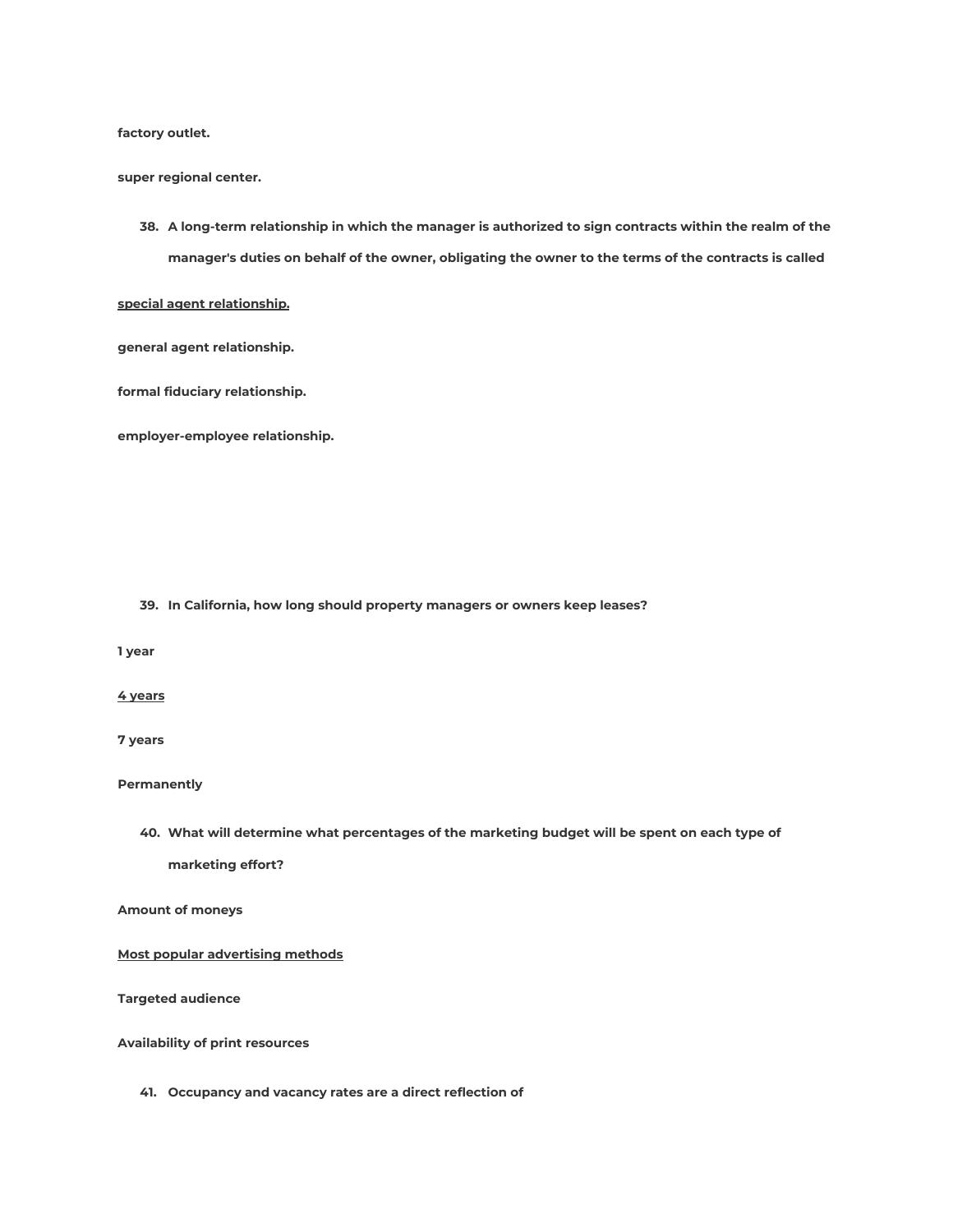**factory outlet.**

**super regional center.**

38. **A long-term relationship in which the manager is authorized to sign contracts within the realm of the manager's duties on behalf of the owner, obligating the owner to the terms of the contracts is called**

<u>**special agent relationship.**</u>

**general agent relationship.**

**formal fiduciary relationship.**

**employer-employee relationship.**

39. **In California, how long should property managers or owners keep leases?**

**1 year**

<u>**4 years**</u>

**7 years**

**Permanently**

40. **What will determine what percentages of the marketing budget will be spent on each type of marketing effort?**

**Amount of moneys**

<u>**Most popular advertising methods**</u>

**Targeted audience**

**Availability of print resources**

41. **Occupancy and vacancy rates are a direct reflection of**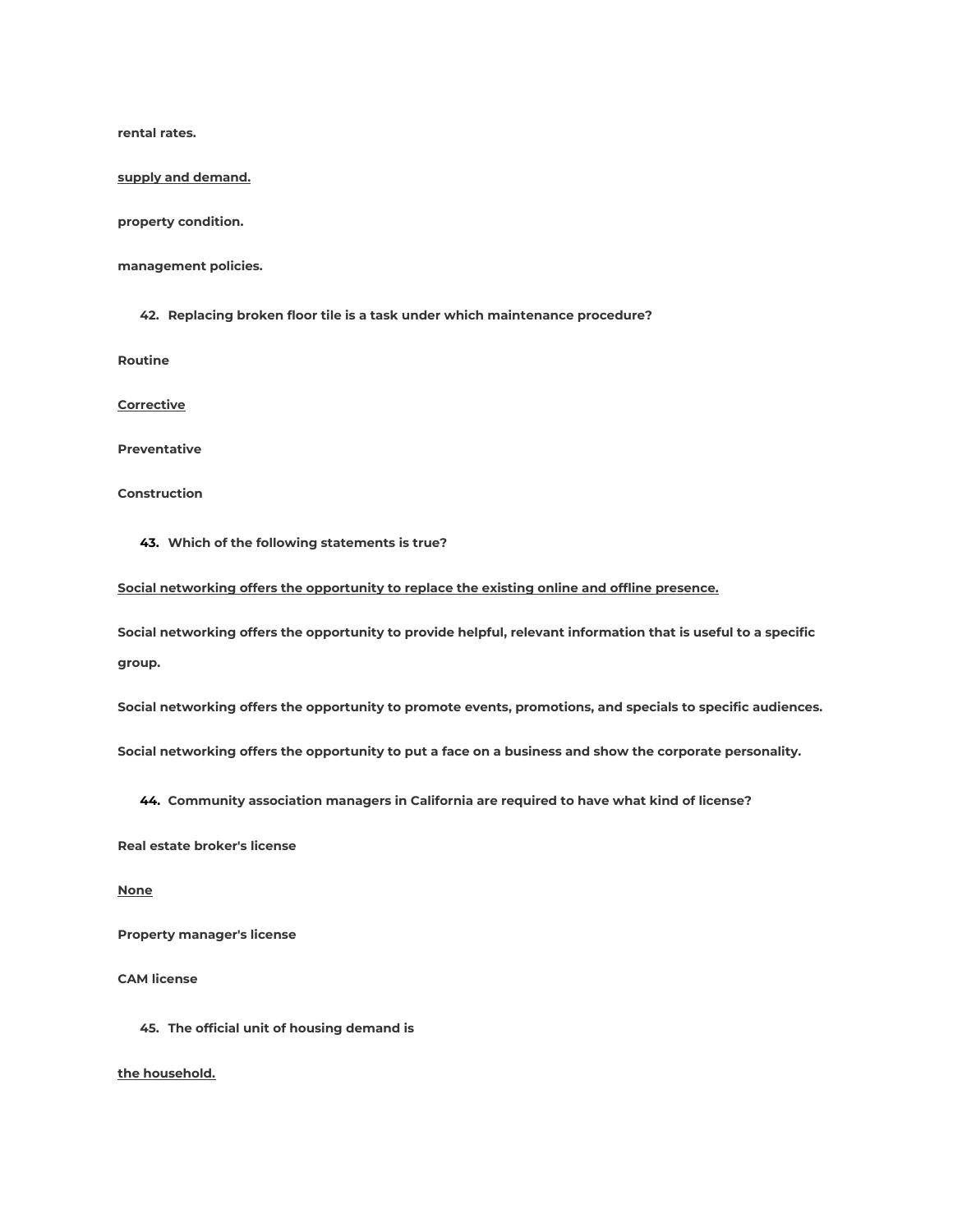**rental rates.**

<u>**supply and demand.**</u>

**property condition.**

**management policies.**

42. **Replacing broken floor tile is a task under which maintenance procedure?**

**Routine**

<u>**Corrective**</u>

**Preventative**

**Construction**

43. **Which of the following statements is true?**

<u>**Social networking offers the opportunity to replace the existing online and offline presence.**</u>

**Social networking offers the opportunity to provide helpful, relevant information that is useful to a specific group.**

**Social networking offers the opportunity to promote events, promotions, and specials to specific audiences.**

**Social networking offers the opportunity to put a face on a business and show the corporate personality.**

44. **Community association managers in California are required to have what kind of license?**

**Real estate broker's license**

<u>**None**</u>

**Property manager's license**

**CAM license**

45. **The official unit of housing demand is**

<u>**the household.**</u>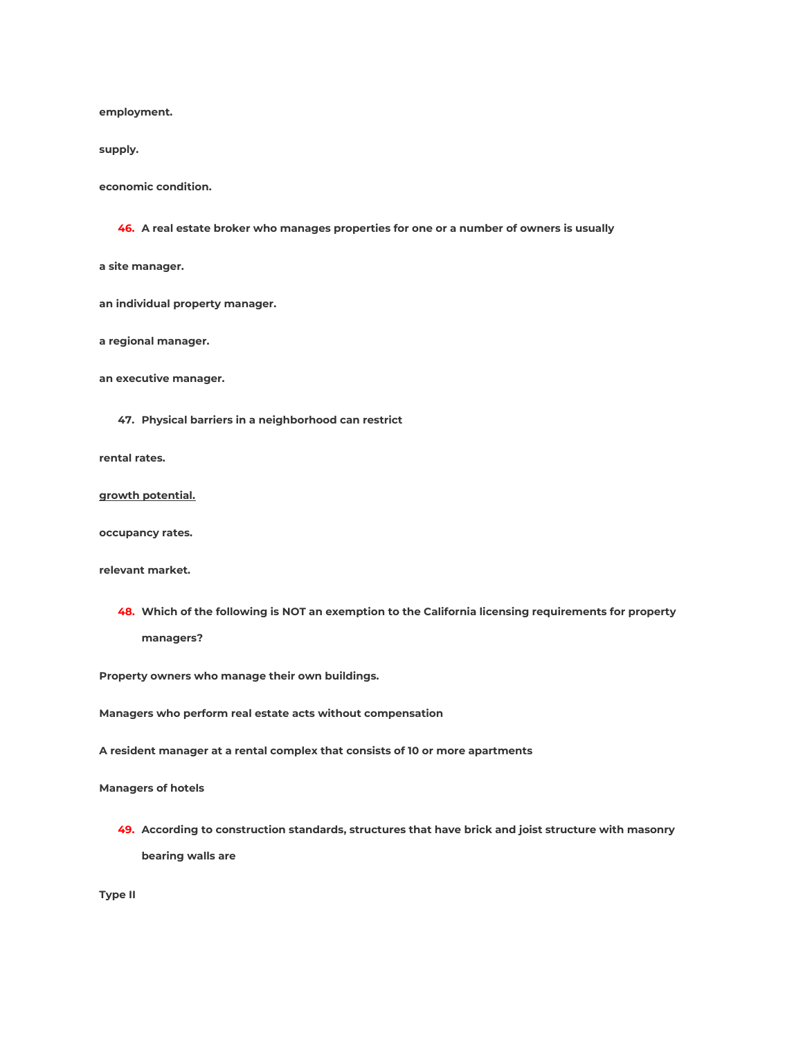**employment.**

**supply.**

**economic condition.**

**46. A real estate broker who manages properties for one or a number of owners is usually**

**a site manager.**

**an individual property manager.**

**a regional manager.**

**an executive manager.**

**47. Physical barriers in a neighborhood can restrict**

**rental rates.**

<u>**growth potential.**</u>

**occupancy rates.**

**relevant market.**

**48. Which of the following is NOT an exemption to the California licensing requirements for property managers?**

**Property owners who manage their own buildings.**

**Managers who perform real estate acts without compensation**

**A resident manager at a rental complex that consists of 10 or more apartments**

**Managers of hotels**

**49. According to construction standards, structures that have brick and joist structure with masonry bearing walls are**

**Type II**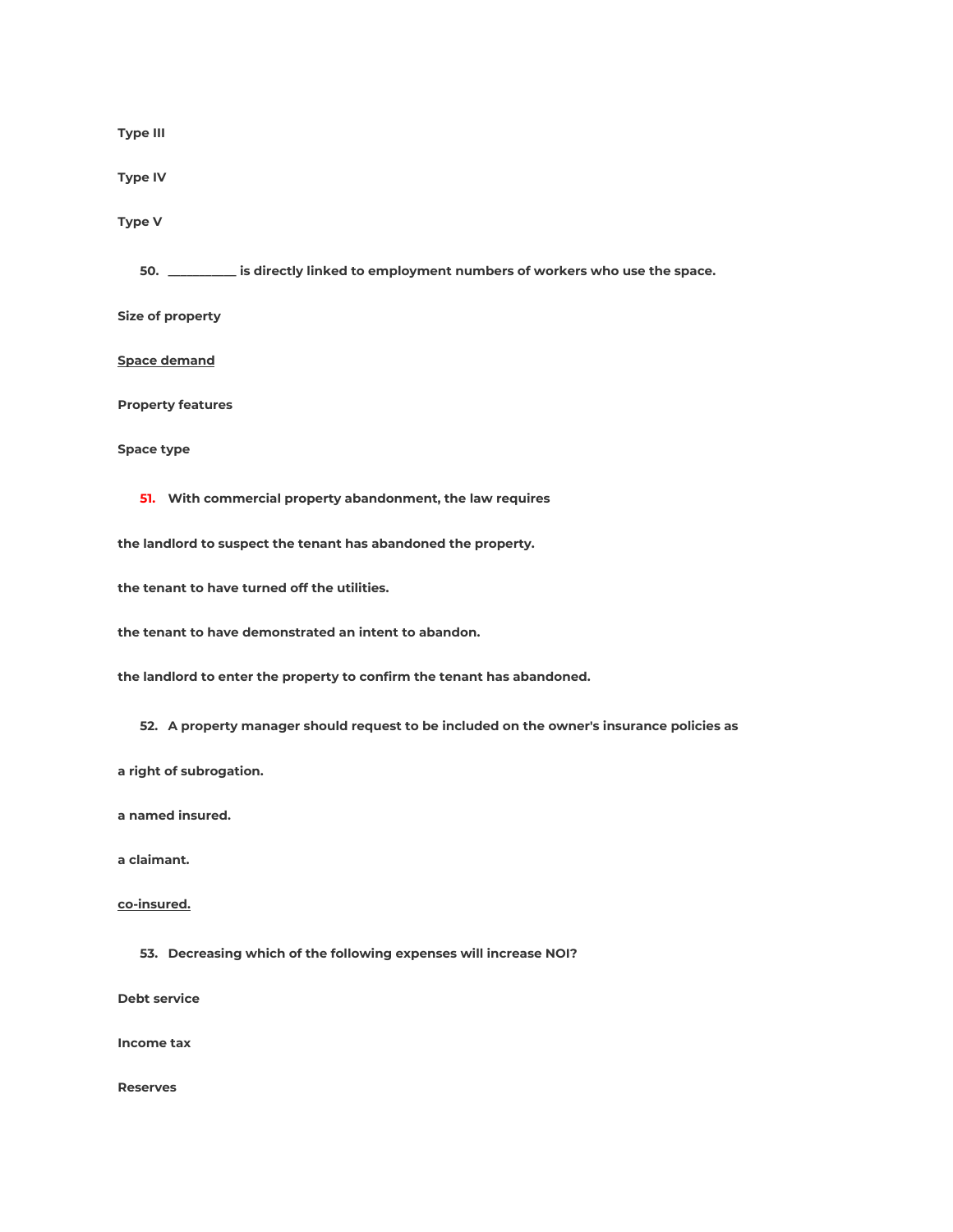Type III

Type IV

Type V

50. __________ is directly linked to employment numbers of workers who use the space.

Size of property

<u>Space demand</u>

Property features

Space type

51. With commercial property abandonment, the law requires

the landlord to suspect the tenant has abandoned the property.

the tenant to have turned off the utilities.

the tenant to have demonstrated an intent to abandon.

the landlord to enter the property to confirm the tenant has abandoned.

52. A property manager should request to be included on the owner's insurance policies as

a right of subrogation.

a named insured.

a claimant.

<u>co-insured.</u>

53. Decreasing which of the following expenses will increase NOI?

Debt service

Income tax

Reserves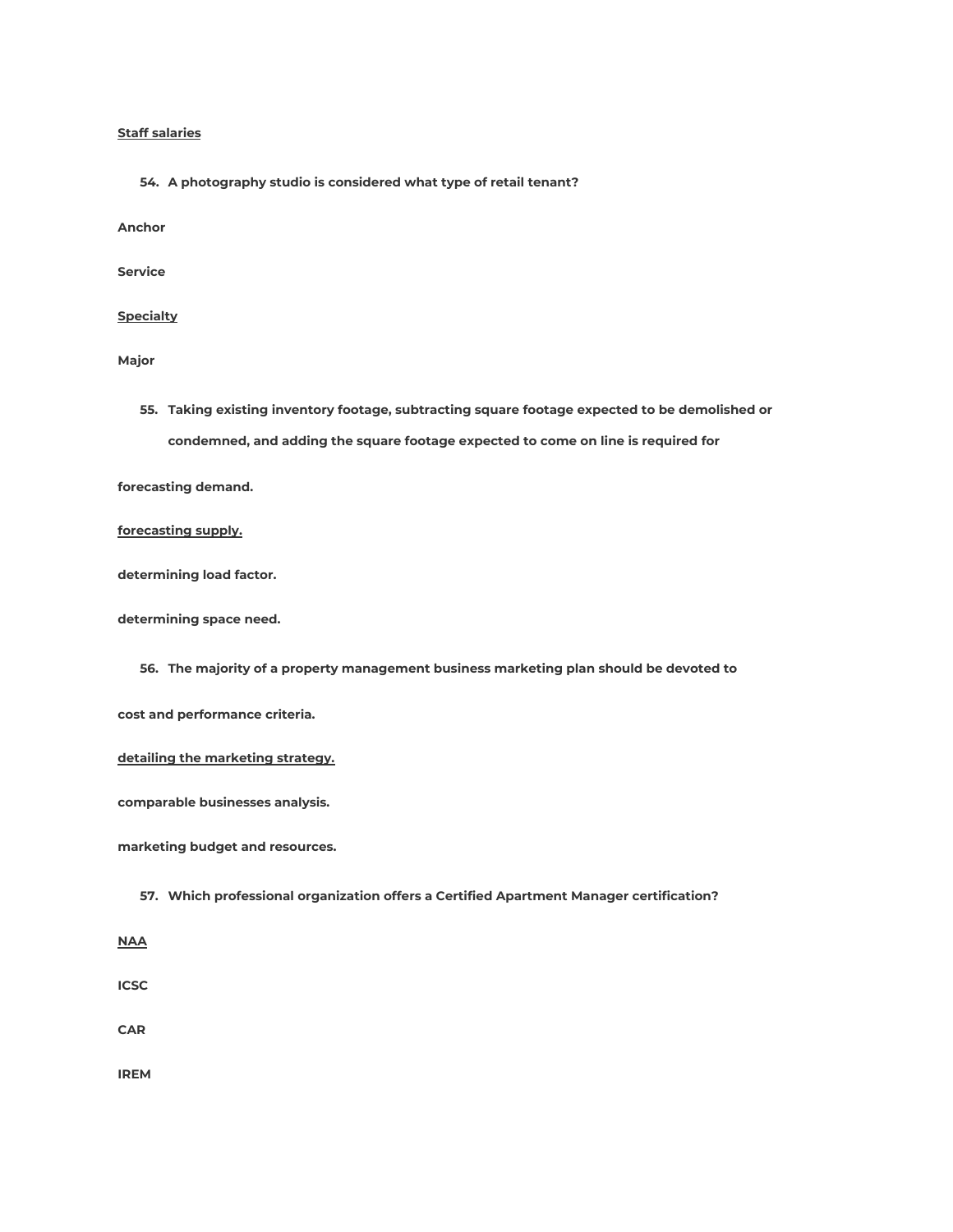<u>**Staff salaries**</u>

54. **A photography studio is considered what type of retail tenant?**

**Anchor**

**Service**

<u>**Specialty**</u>

**Major**

55. **Taking existing inventory footage, subtracting square footage expected to be demolished or condemned, and adding the square footage expected to come on line is required for**

**forecasting demand.**

<u>**forecasting supply.**</u>

**determining load factor.**

**determining space need.**

56. **The majority of a property management business marketing plan should be devoted to**

**cost and performance criteria.**

<u>**detailing the marketing strategy.**</u>

**comparable businesses analysis.**

**marketing budget and resources.**

57. **Which professional organization offers a Certified Apartment Manager certification?**

<u>**NAA**</u>

**ICSC**

**CAR**

**IREM**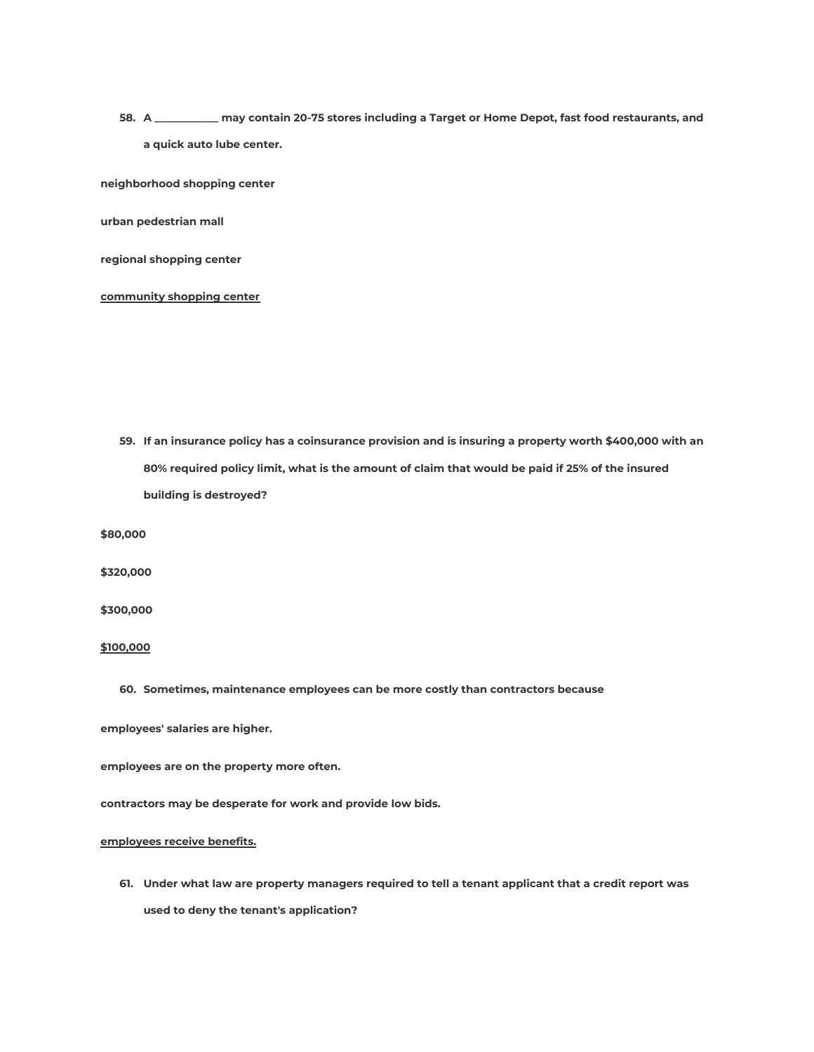58. **A ____________ may contain 20-75 stores including a Target or Home Depot, fast food restaurants, and a quick auto lube center.**

**neighborhood shopping center**

**urban pedestrian mall**

**regional shopping center**

<u>**community shopping center**</u>

59. **If an insurance policy has a coinsurance provision and is insuring a property worth $400,000 with an 80% required policy limit, what is the amount of claim that would be paid if 25% of the insured building is destroyed?**

**$80,000**

**$320,000**

**$300,000**

<u>**$100,000**</u>

60. **Sometimes, maintenance employees can be more costly than contractors because**

**employees' salaries are higher.**

**employees are on the property more often.**

**contractors may be desperate for work and provide low bids.**

<u>**employees receive benefits.**</u>

61. **Under what law are property managers required to tell a tenant applicant that a credit report was used to deny the tenant's application?**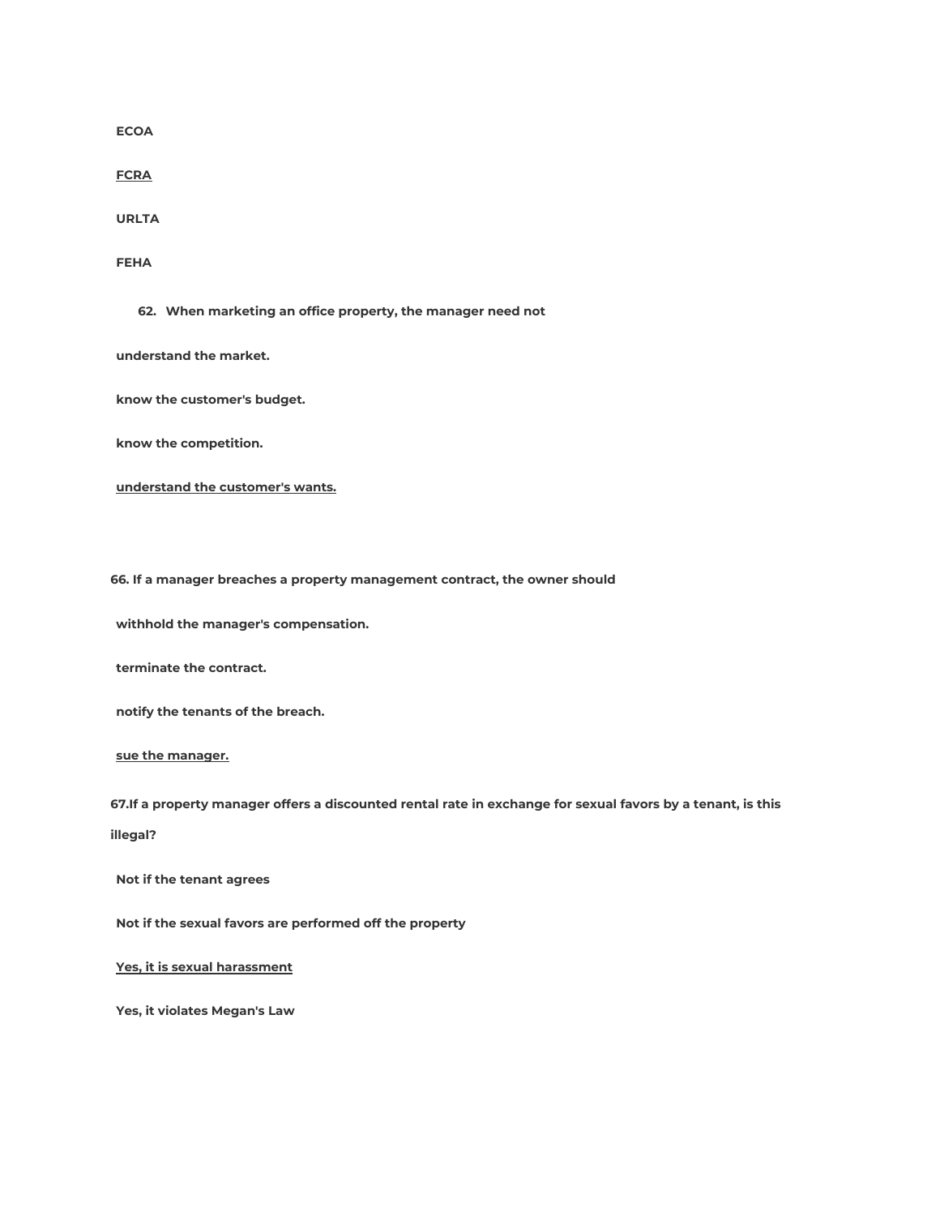**ECOA**

<u>**FCRA**</u>

**URLTA**

**FEHA**

**62. When marketing an office property, the manager need not**

**understand the market.**

**know the customer's budget.**

**know the competition.**

<u>**understand the customer's wants.**</u>

**66. If a manager breaches a property management contract, the owner should**

**withhold the manager's compensation.**

**terminate the contract.**

**notify the tenants of the breach.**

<u>**sue the manager.**</u>

**67.If a property manager offers a discounted rental rate in exchange for sexual favors by a tenant, is this illegal?**

**Not if the tenant agrees**

**Not if the sexual favors are performed off the property**

<u>**Yes, it is sexual harassment**</u>

**Yes, it violates Megan's Law**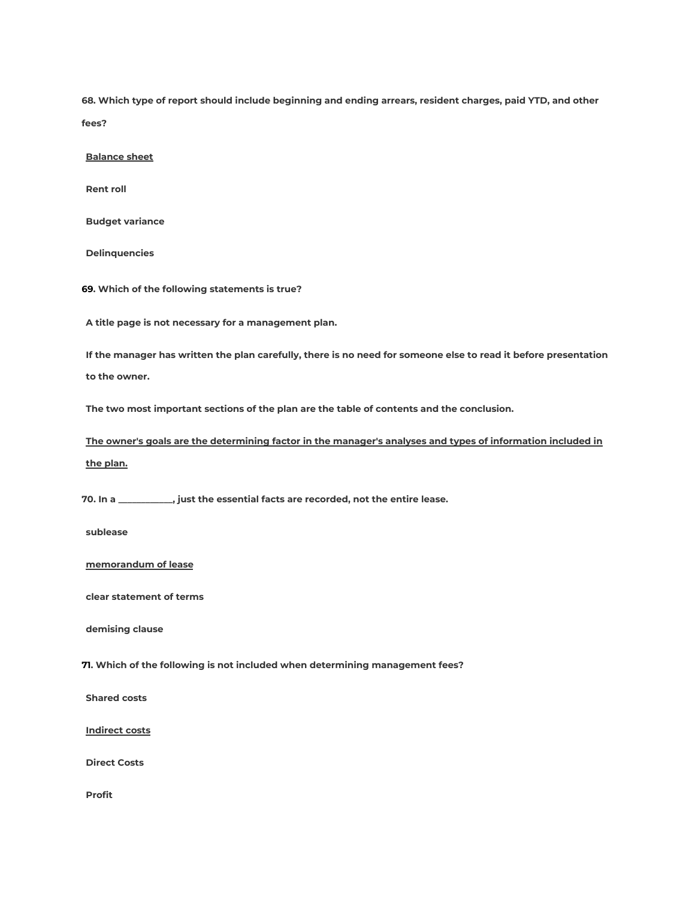**68. Which type of report should include beginning and ending arrears, resident charges, paid YTD, and other fees?**

<u>**Balance sheet**</u>

**Rent roll**

**Budget variance**

**Delinquencies**

**69. Which of the following statements is true?**

**A title page is not necessary for a management plan.**

**If the manager has written the plan carefully, there is no need for someone else to read it before presentation to the owner.**

**The two most important sections of the plan are the table of contents and the conclusion.**

<u>**The owner's goals are the determining factor in the manager's analyses and types of information included in the plan.**</u>

**70. In a ___________, just the essential facts are recorded, not the entire lease.**

**sublease**

<u>**memorandum of lease**</u>

**clear statement of terms**

**demising clause**

**71. Which of the following is not included when determining management fees?**

**Shared costs**

<u>**Indirect costs**</u>

**Direct Costs**

**Profit**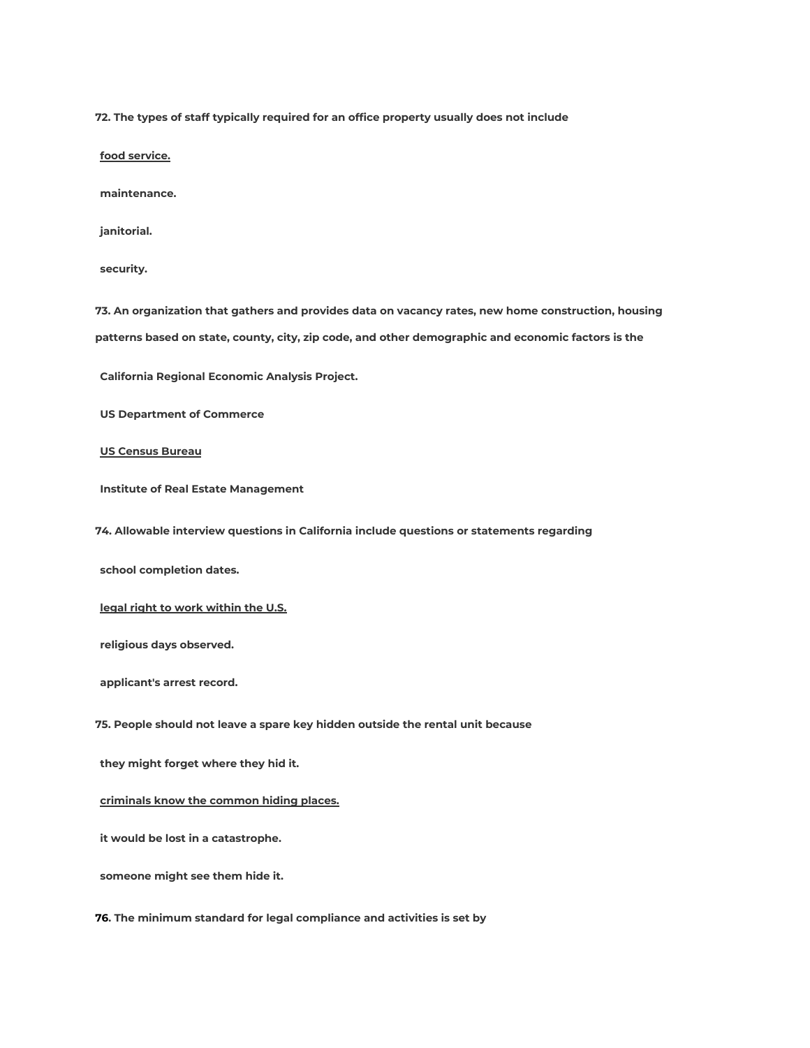**72. The types of staff typically required for an office property usually does not include**

<u>**food service.**</u>

**maintenance.**

**janitorial.**

**security.**

**73. An organization that gathers and provides data on vacancy rates, new home construction, housing patterns based on state, county, city, zip code, and other demographic and economic factors is the**

**California Regional Economic Analysis Project.**

**US Department of Commerce**

<u>**US Census Bureau**</u>

**Institute of Real Estate Management**

**74. Allowable interview questions in California include questions or statements regarding**

**school completion dates.**

<u>**legal right to work within the U.S.**</u>

**religious days observed.**

**applicant's arrest record.**

**75. People should not leave a spare key hidden outside the rental unit because**

**they might forget where they hid it.**

<u>**criminals know the common hiding places.**</u>

**it would be lost in a catastrophe.**

**someone might see them hide it.**

**76. The minimum standard for legal compliance and activities is set by**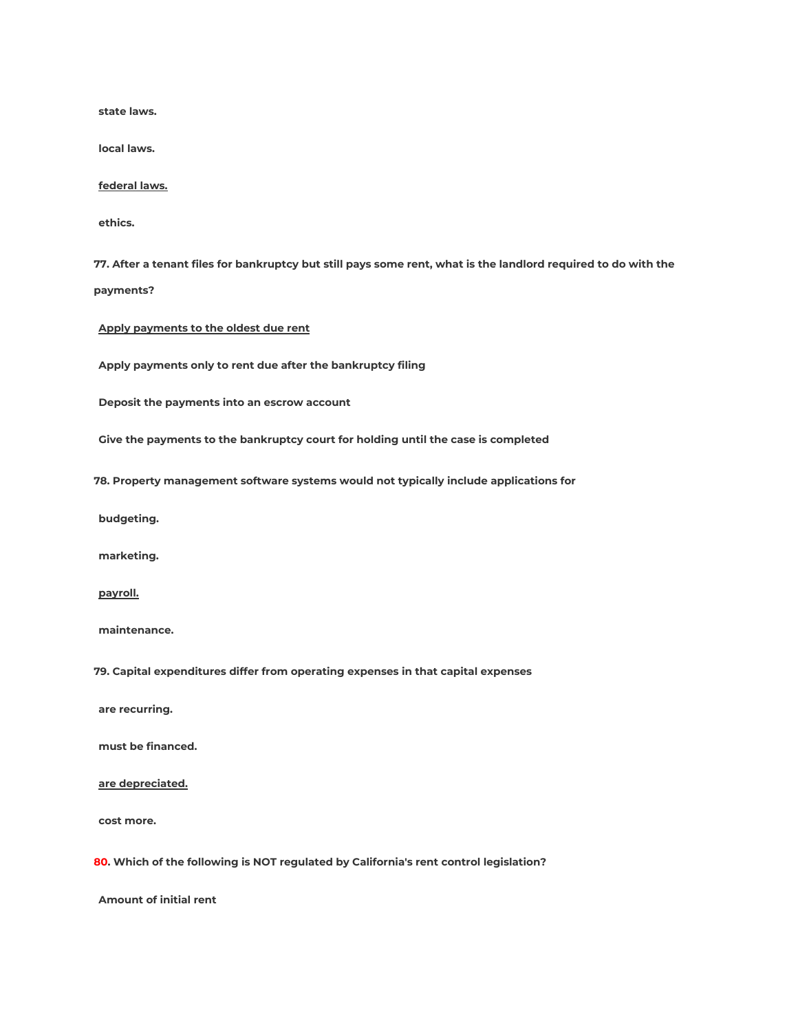**state laws.**

**local laws.**

**<u>federal laws.</u>**

**ethics.**

**77. After a tenant files for bankruptcy but still pays some rent, what is the landlord required to do with the payments?**

**<u>Apply payments to the oldest due rent</u>**

**Apply payments only to rent due after the bankruptcy filing**

**Deposit the payments into an escrow account**

**Give the payments to the bankruptcy court for holding until the case is completed**

**78. Property management software systems would not typically include applications for**

**budgeting.**

**marketing.**

**<u>payroll.</u>**

**maintenance.**

**79. Capital expenditures differ from operating expenses in that capital expenses**

**are recurring.**

**must be financed.**

**<u>are depreciated.</u>**

**cost more.**

**80. Which of the following is NOT regulated by California's rent control legislation?**

**Amount of initial rent**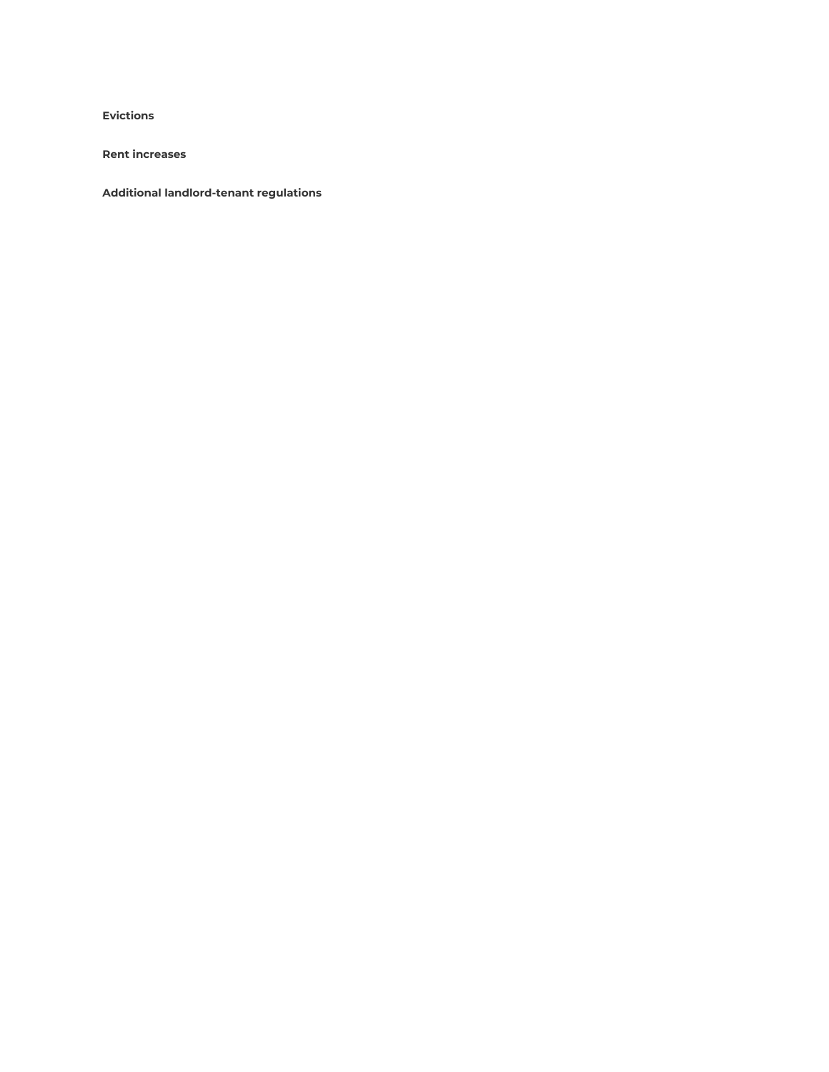**Evictions**

**Rent increases**

**Additional landlord-tenant regulations**